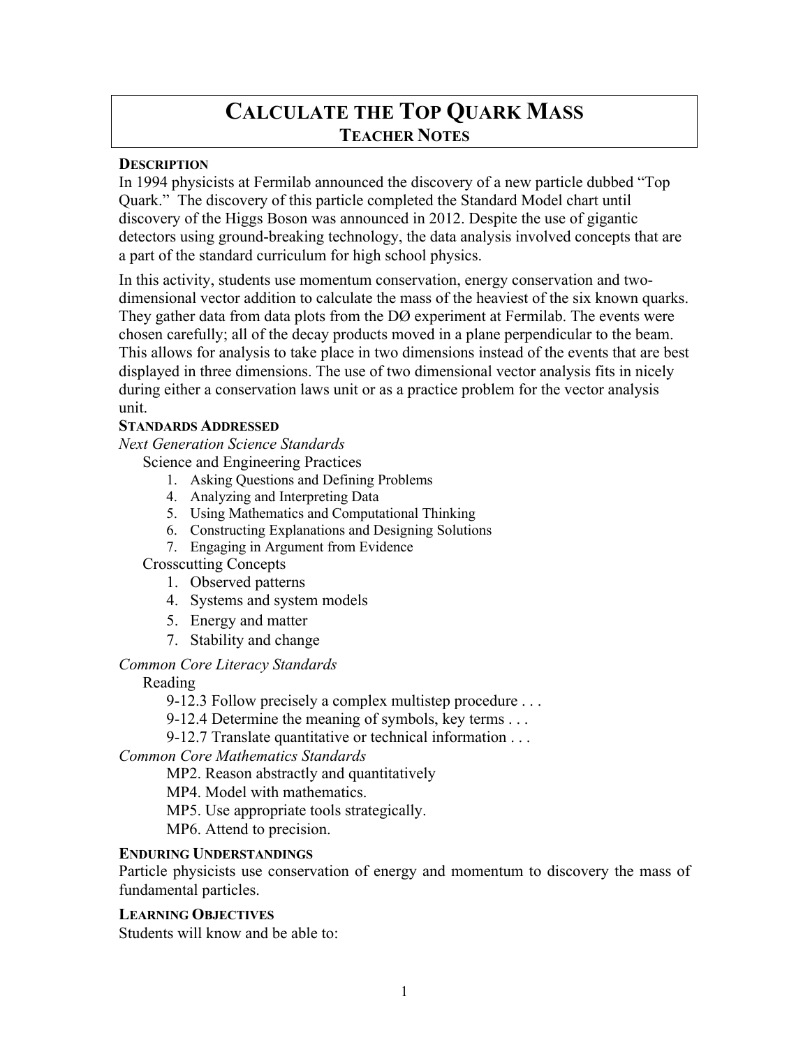# CALCULATE THE TOP QUARK MASS
## TEACHER NOTES

### DESCRIPTION

In 1994 physicists at Fermilab announced the discovery of a new particle dubbed "Top Quark." The discovery of this particle completed the Standard Model chart until discovery of the Higgs Boson was announced in 2012. Despite the use of gigantic detectors using ground-breaking technology, the data analysis involved concepts that are a part of the standard curriculum for high school physics.

In this activity, students use momentum conservation, energy conservation and two-dimensional vector addition to calculate the mass of the heaviest of the six known quarks. They gather data from data plots from the DØ experiment at Fermilab. The events were chosen carefully; all of the decay products moved in a plane perpendicular to the beam. This allows for analysis to take place in two dimensions instead of the events that are best displayed in three dimensions. The use of two dimensional vector analysis fits in nicely during either a conservation laws unit or as a practice problem for the vector analysis unit.

### STANDARDS ADDRESSED

*Next Generation Science Standards*

Science and Engineering Practices

1. Asking Questions and Defining Problems
4. Analyzing and Interpreting Data
5. Using Mathematics and Computational Thinking
6. Constructing Explanations and Designing Solutions
7. Engaging in Argument from Evidence

Crosscutting Concepts

1. Observed patterns
4. Systems and system models
5. Energy and matter
7. Stability and change

*Common Core Literacy Standards*

Reading

9-12.3 Follow precisely a complex multistep procedure . . .

9-12.4 Determine the meaning of symbols, key terms . . .

9-12.7 Translate quantitative or technical information . . .

*Common Core Mathematics Standards*

MP2. Reason abstractly and quantitatively

MP4. Model with mathematics.

MP5. Use appropriate tools strategically.

MP6. Attend to precision.

### ENDURING UNDERSTANDINGS

Particle physicists use conservation of energy and momentum to discovery the mass of fundamental particles.

### LEARNING OBJECTIVES

Students will know and be able to: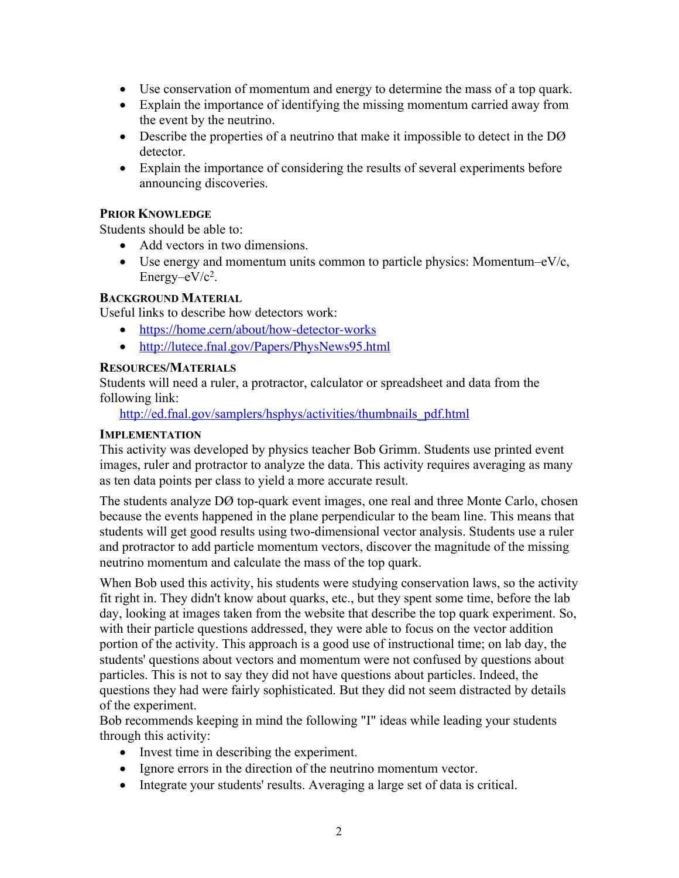- Use conservation of momentum and energy to determine the mass of a top quark.
- Explain the importance of identifying the missing momentum carried away from the event by the neutrino.
- Describe the properties of a neutrino that make it impossible to detect in the DØ detector.
- Explain the importance of considering the results of several experiments before announcing discoveries.

#### PRIOR KNOWLEDGE

Students should be able to:

- Add vectors in two dimensions.
- Use energy and momentum units common to particle physics: Momentum–eV/c, Energy–eV/$c^2$.

#### BACKGROUND MATERIAL

Useful links to describe how detectors work:

- https://home.cern/about/how-detector-works
- http://lutece.fnal.gov/Papers/PhysNews95.html

#### RESOURCES/MATERIALS

Students will need a ruler, a protractor, calculator or spreadsheet and data from the following link:

http://ed.fnal.gov/samplers/hsphys/activities/thumbnails_pdf.html

#### IMPLEMENTATION

This activity was developed by physics teacher Bob Grimm. Students use printed event images, ruler and protractor to analyze the data. This activity requires averaging as many as ten data points per class to yield a more accurate result.

The students analyze DØ top-quark event images, one real and three Monte Carlo, chosen because the events happened in the plane perpendicular to the beam line. This means that students will get good results using two-dimensional vector analysis. Students use a ruler and protractor to add particle momentum vectors, discover the magnitude of the missing neutrino momentum and calculate the mass of the top quark.

When Bob used this activity, his students were studying conservation laws, so the activity fit right in. They didn't know about quarks, etc., but they spent some time, before the lab day, looking at images taken from the website that describe the top quark experiment. So, with their particle questions addressed, they were able to focus on the vector addition portion of the activity. This approach is a good use of instructional time; on lab day, the students' questions about vectors and momentum were not confused by questions about particles. This is not to say they did not have questions about particles. Indeed, the questions they had were fairly sophisticated. But they did not seem distracted by details of the experiment.

Bob recommends keeping in mind the following "I" ideas while leading your students through this activity:

- Invest time in describing the experiment.
- Ignore errors in the direction of the neutrino momentum vector.
- Integrate your students' results. Averaging a large set of data is critical.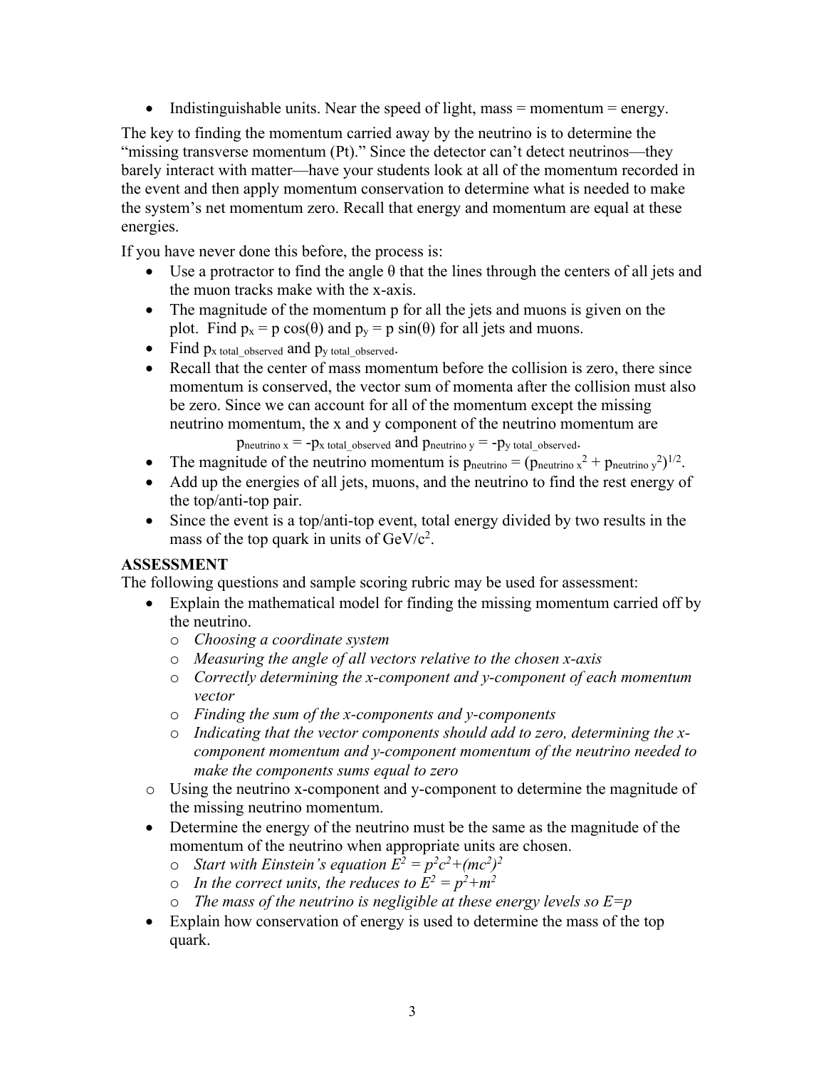- Indistinguishable units. Near the speed of light, mass = momentum = energy.

The key to finding the momentum carried away by the neutrino is to determine the "missing transverse momentum (Pt)." Since the detector can't detect neutrinos—they barely interact with matter—have your students look at all of the momentum recorded in the event and then apply momentum conservation to determine what is needed to make the system's net momentum zero. Recall that energy and momentum are equal at these energies.

If you have never done this before, the process is:

- Use a protractor to find the angle θ that the lines through the centers of all jets and the muon tracks make with the x-axis.
- The magnitude of the momentum p for all the jets and muons is given on the plot. Find $p_x = p \cos(\theta)$ and $p_y = p \sin(\theta)$ for all jets and muons.
- Find $p_{x\ total\_observed}$ and $p_{y\ total\_observed}$.
- Recall that the center of mass momentum before the collision is zero, there since momentum is conserved, the vector sum of momenta after the collision must also be zero. Since we can account for all of the momentum except the missing neutrino momentum, the x and y component of the neutrino momentum are

  $$p_{neutrino\ x} = -p_{x\ total\_observed} \text{ and } p_{neutrino\ y} = -p_{y\ total\_observed}.$$

- The magnitude of the neutrino momentum is $p_{neutrino} = (p_{neutrino\ x}^2 + p_{neutrino\ y}^2)^{1/2}$.
- Add up the energies of all jets, muons, and the neutrino to find the rest energy of the top/anti-top pair.
- Since the event is a top/anti-top event, total energy divided by two results in the mass of the top quark in units of $GeV/c^2$.

## ASSESSMENT

The following questions and sample scoring rubric may be used for assessment:

- Explain the mathematical model for finding the missing momentum carried off by the neutrino.
  - *Choosing a coordinate system*
  - *Measuring the angle of all vectors relative to the chosen x-axis*
  - *Correctly determining the x-component and y-component of each momentum vector*
  - *Finding the sum of the x-components and y-components*
  - *Indicating that the vector components should add to zero, determining the x-component momentum and y-component momentum of the neutrino needed to make the components sums equal to zero*
  - Using the neutrino x-component and y-component to determine the magnitude of the missing neutrino momentum.
- Determine the energy of the neutrino must be the same as the magnitude of the momentum of the neutrino when appropriate units are chosen.
  - *Start with Einstein's equation* $E^2 = p^2c^2+(mc^2)^2$
  - *In the correct units, the reduces to* $E^2 = p^2+m^2$
  - *The mass of the neutrino is negligible at these energy levels so* $E=p$
- Explain how conservation of energy is used to determine the mass of the top quark.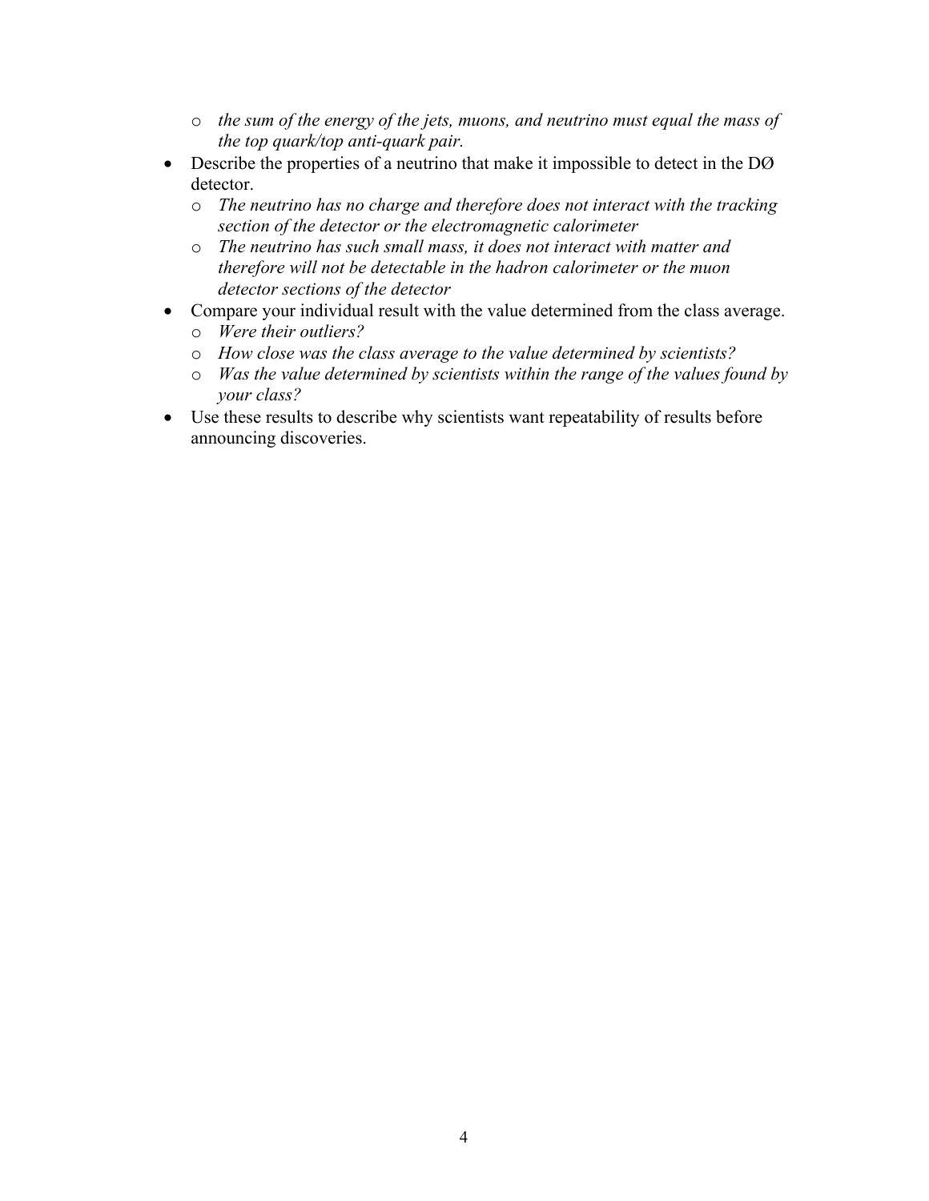- *the sum of the energy of the jets, muons, and neutrino must equal the mass of the top quark/top anti-quark pair.*
- Describe the properties of a neutrino that make it impossible to detect in the DØ detector.
  - *The neutrino has no charge and therefore does not interact with the tracking section of the detector or the electromagnetic calorimeter*
  - *The neutrino has such small mass, it does not interact with matter and therefore will not be detectable in the hadron calorimeter or the muon detector sections of the detector*
- Compare your individual result with the value determined from the class average.
  - *Were their outliers?*
  - *How close was the class average to the value determined by scientists?*
  - *Was the value determined by scientists within the range of the values found by your class?*
- Use these results to describe why scientists want repeatability of results before announcing discoveries.